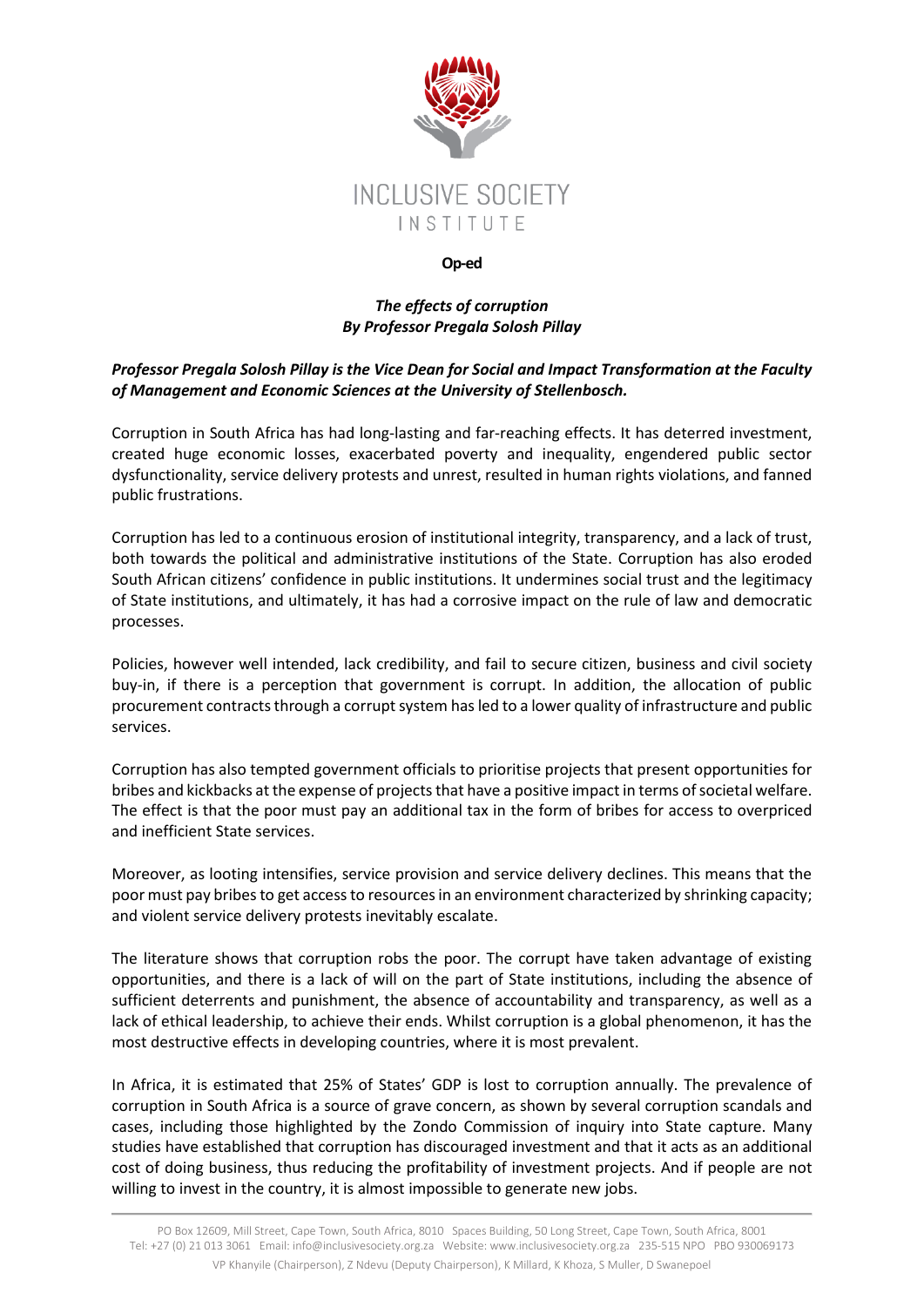INCLUSIVE SOCIETY
INSTITUTE

**Op-ed**

***The effects of corruption***
***By Professor Pregala Solosh Pillay***

***Professor Pregala Solosh Pillay is the Vice Dean for Social and Impact Transformation at the Faculty of Management and Economic Sciences at the University of Stellenbosch.***

Corruption in South Africa has had long-lasting and far-reaching effects. It has deterred investment, created huge economic losses, exacerbated poverty and inequality, engendered public sector dysfunctionality, service delivery protests and unrest, resulted in human rights violations, and fanned public frustrations.

Corruption has led to a continuous erosion of institutional integrity, transparency, and a lack of trust, both towards the political and administrative institutions of the State. Corruption has also eroded South African citizens' confidence in public institutions. It undermines social trust and the legitimacy of State institutions, and ultimately, it has had a corrosive impact on the rule of law and democratic processes.

Policies, however well intended, lack credibility, and fail to secure citizen, business and civil society buy-in, if there is a perception that government is corrupt. In addition, the allocation of public procurement contracts through a corrupt system has led to a lower quality of infrastructure and public services.

Corruption has also tempted government officials to prioritise projects that present opportunities for bribes and kickbacks at the expense of projects that have a positive impact in terms of societal welfare. The effect is that the poor must pay an additional tax in the form of bribes for access to overpriced and inefficient State services.

Moreover, as looting intensifies, service provision and service delivery declines. This means that the poor must pay bribes to get access to resources in an environment characterized by shrinking capacity; and violent service delivery protests inevitably escalate.

The literature shows that corruption robs the poor. The corrupt have taken advantage of existing opportunities, and there is a lack of will on the part of State institutions, including the absence of sufficient deterrents and punishment, the absence of accountability and transparency, as well as a lack of ethical leadership, to achieve their ends. Whilst corruption is a global phenomenon, it has the most destructive effects in developing countries, where it is most prevalent.

In Africa, it is estimated that 25% of States' GDP is lost to corruption annually. The prevalence of corruption in South Africa is a source of grave concern, as shown by several corruption scandals and cases, including those highlighted by the Zondo Commission of inquiry into State capture. Many studies have established that corruption has discouraged investment and that it acts as an additional cost of doing business, thus reducing the profitability of investment projects. And if people are not willing to invest in the country, it is almost impossible to generate new jobs.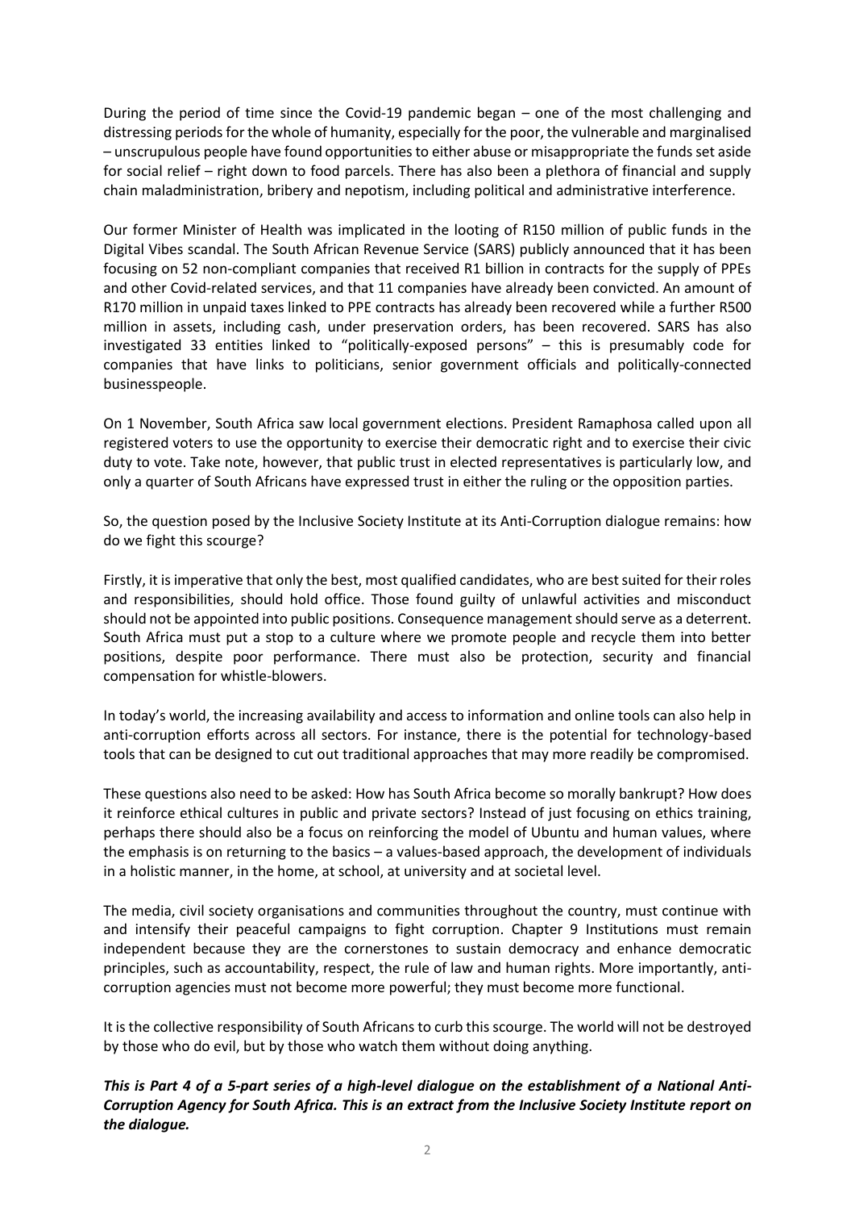During the period of time since the Covid-19 pandemic began – one of the most challenging and distressing periods for the whole of humanity, especially for the poor, the vulnerable and marginalised – unscrupulous people have found opportunities to either abuse or misappropriate the funds set aside for social relief – right down to food parcels. There has also been a plethora of financial and supply chain maladministration, bribery and nepotism, including political and administrative interference.

Our former Minister of Health was implicated in the looting of R150 million of public funds in the Digital Vibes scandal. The South African Revenue Service (SARS) publicly announced that it has been focusing on 52 non-compliant companies that received R1 billion in contracts for the supply of PPEs and other Covid-related services, and that 11 companies have already been convicted. An amount of R170 million in unpaid taxes linked to PPE contracts has already been recovered while a further R500 million in assets, including cash, under preservation orders, has been recovered. SARS has also investigated 33 entities linked to "politically-exposed persons" – this is presumably code for companies that have links to politicians, senior government officials and politically-connected businesspeople.

On 1 November, South Africa saw local government elections. President Ramaphosa called upon all registered voters to use the opportunity to exercise their democratic right and to exercise their civic duty to vote. Take note, however, that public trust in elected representatives is particularly low, and only a quarter of South Africans have expressed trust in either the ruling or the opposition parties.

So, the question posed by the Inclusive Society Institute at its Anti-Corruption dialogue remains: how do we fight this scourge?

Firstly, it is imperative that only the best, most qualified candidates, who are best suited for their roles and responsibilities, should hold office. Those found guilty of unlawful activities and misconduct should not be appointed into public positions. Consequence management should serve as a deterrent. South Africa must put a stop to a culture where we promote people and recycle them into better positions, despite poor performance. There must also be protection, security and financial compensation for whistle-blowers.

In today's world, the increasing availability and access to information and online tools can also help in anti-corruption efforts across all sectors. For instance, there is the potential for technology-based tools that can be designed to cut out traditional approaches that may more readily be compromised.

These questions also need to be asked: How has South Africa become so morally bankrupt? How does it reinforce ethical cultures in public and private sectors? Instead of just focusing on ethics training, perhaps there should also be a focus on reinforcing the model of Ubuntu and human values, where the emphasis is on returning to the basics – a values-based approach, the development of individuals in a holistic manner, in the home, at school, at university and at societal level.

The media, civil society organisations and communities throughout the country, must continue with and intensify their peaceful campaigns to fight corruption. Chapter 9 Institutions must remain independent because they are the cornerstones to sustain democracy and enhance democratic principles, such as accountability, respect, the rule of law and human rights. More importantly, anti-corruption agencies must not become more powerful; they must become more functional.

It is the collective responsibility of South Africans to curb this scourge. The world will not be destroyed by those who do evil, but by those who watch them without doing anything.

***This is Part 4 of a 5-part series of a high-level dialogue on the establishment of a National Anti-Corruption Agency for South Africa. This is an extract from the Inclusive Society Institute report on the dialogue.***